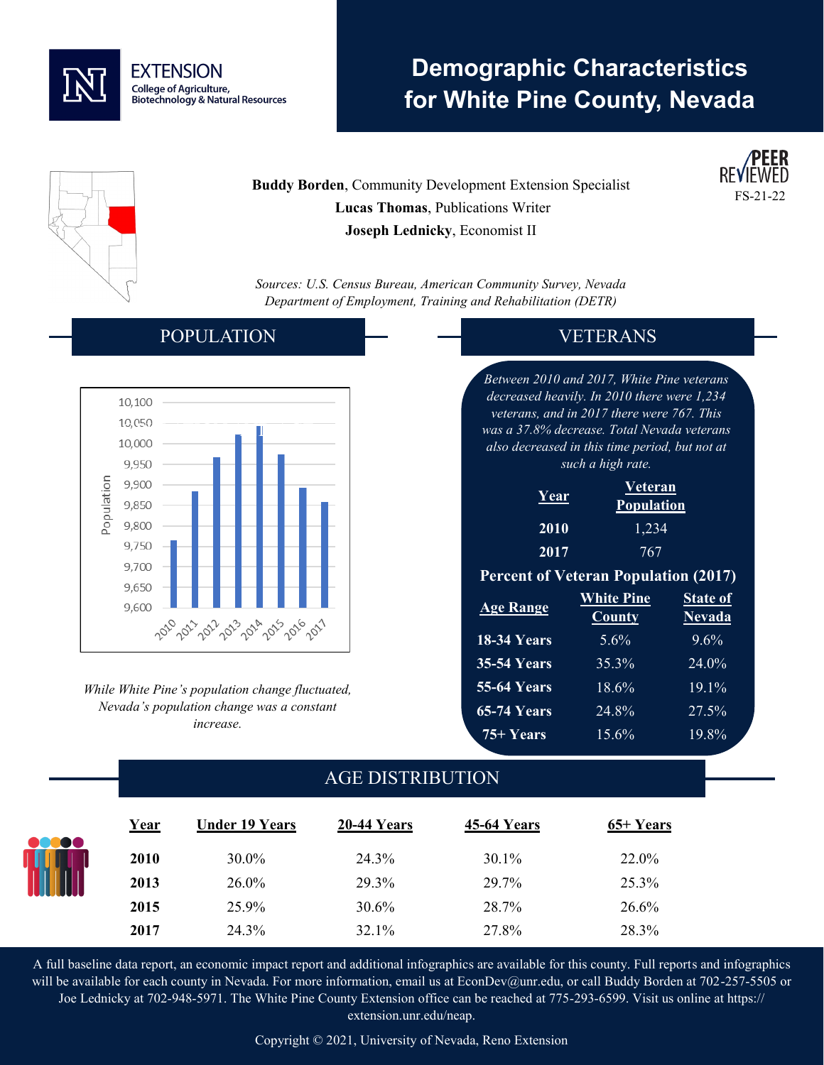# Demographic Characteristics for White Pine County, Nevada

EXTENSION
College of Agriculture, Biotechnology & Natural Resources

PEER REVIEWED
FS-21-22

**Buddy Borden**, Community Development Extension Specialist
**Lucas Thomas**, Publications Writer
**Joseph Lednicky**, Economist II

*Sources: U.S. Census Bureau, American Community Survey, Nevada Department of Employment, Training and Rehabilitation (DETR)*

## POPULATION

*While White Pine's population change fluctuated, Nevada's population change was a constant increase.*

## VETERANS

*Between 2010 and 2017, White Pine veterans decreased heavily. In 2010 there were 1,234 veterans, and in 2017 there were 767. This was a 37.8% decrease. Total Nevada veterans also decreased in this time period, but not at such a high rate.*

| Year | Veteran Population |
|---|---|
| 2010 | 1,234 |
| 2017 | 767 |

**Percent of Veteran Population (2017)**

| Age Range | White Pine County | State of Nevada |
|---|---|---|
| 18-34 Years | 5.6% | 9.6% |
| 35-54 Years | 35.3% | 24.0% |
| 55-64 Years | 18.6% | 19.1% |
| 65-74 Years | 24.8% | 27.5% |
| 75+ Years | 15.6% | 19.8% |

## AGE DISTRIBUTION

| Year | Under 19 Years | 20-44 Years | 45-64 Years | 65+ Years |
|---|---|---|---|---|
| 2010 | 30.0% | 24.3% | 30.1% | 22.0% |
| 2013 | 26.0% | 29.3% | 29.7% | 25.3% |
| 2015 | 25.9% | 30.6% | 28.7% | 26.6% |
| 2017 | 24.3% | 32.1% | 27.8% | 28.3% |

A full baseline data report, an economic impact report and additional infographics are available for this county. Full reports and infographics will be available for each county in Nevada. For more information, email us at EconDev@unr.edu, or call Buddy Borden at 702-257-5505 or Joe Lednicky at 702-948-5971. The White Pine County Extension office can be reached at 775-293-6599. Visit us online at https://extension.unr.edu/neap.

Copyright © 2021, University of Nevada, Reno Extension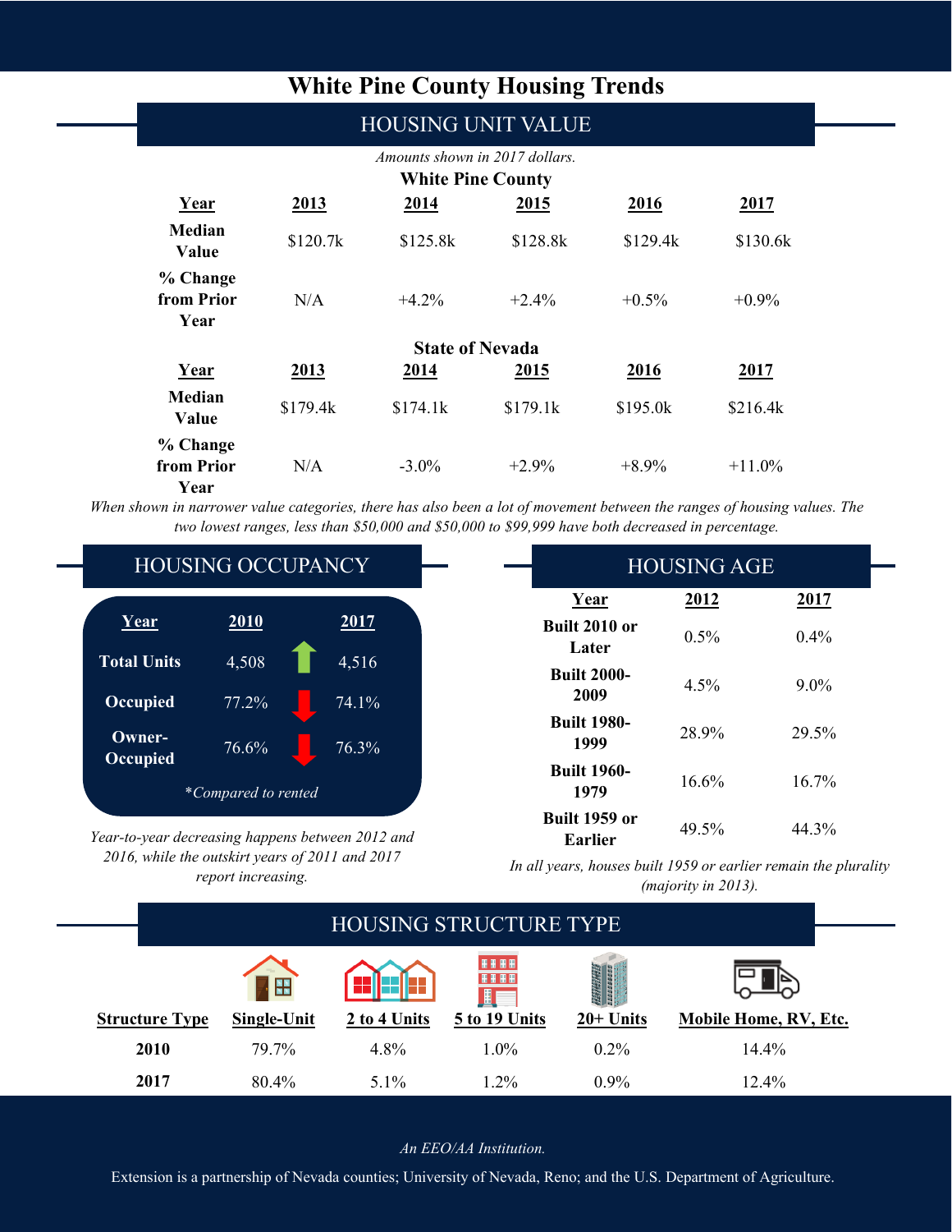# White Pine County Housing Trends

## HOUSING UNIT VALUE

*Amounts shown in 2017 dollars.*

**White Pine County**

| Year | 2013 | 2014 | 2015 | 2016 | 2017 |
|---|---|---|---|---|---|
| Median Value | $120.7k | $125.8k | $128.8k | $129.4k | $130.6k |
| % Change from Prior Year | N/A | +4.2% | +2.4% | +0.5% | +0.9% |

**State of Nevada**

| Year | 2013 | 2014 | 2015 | 2016 | 2017 |
|---|---|---|---|---|---|
| Median Value | $179.4k | $174.1k | $179.1k | $195.0k | $216.4k |
| % Change from Prior Year | N/A | -3.0% | +2.9% | +8.9% | +11.0% |

*When shown in narrower value categories, there has also been a lot of movement between the ranges of housing values. The two lowest ranges, less than $50,000 and $50,000 to $99,999 have both decreased in percentage.*

## HOUSING OCCUPANCY

| Year | 2010 | | 2017 |
|---|---|---|---|
| Total Units | 4,508 | ↑ | 4,516 |
| Occupied | 77.2% | ↓ | 74.1% |
| Owner-Occupied | 76.6% | ↓ | 76.3% |

*\*Compared to rented*

*Year-to-year decreasing happens between 2012 and 2016, while the outskirt years of 2011 and 2017 report increasing.*

## HOUSING AGE

| Year | 2012 | 2017 |
|---|---|---|
| Built 2010 or Later | 0.5% | 0.4% |
| Built 2000-2009 | 4.5% | 9.0% |
| Built 1980-1999 | 28.9% | 29.5% |
| Built 1960-1979 | 16.6% | 16.7% |
| Built 1959 or Earlier | 49.5% | 44.3% |

*In all years, houses built 1959 or earlier remain the plurality (majority in 2013).*

## HOUSING STRUCTURE TYPE

| Structure Type | Single-Unit | 2 to 4 Units | 5 to 19 Units | 20+ Units | Mobile Home, RV, Etc. |
|---|---|---|---|---|---|
| 2010 | 79.7% | 4.8% | 1.0% | 0.2% | 14.4% |
| 2017 | 80.4% | 5.1% | 1.2% | 0.9% | 12.4% |

*An EEO/AA Institution.*

Extension is a partnership of Nevada counties; University of Nevada, Reno; and the U.S. Department of Agriculture.